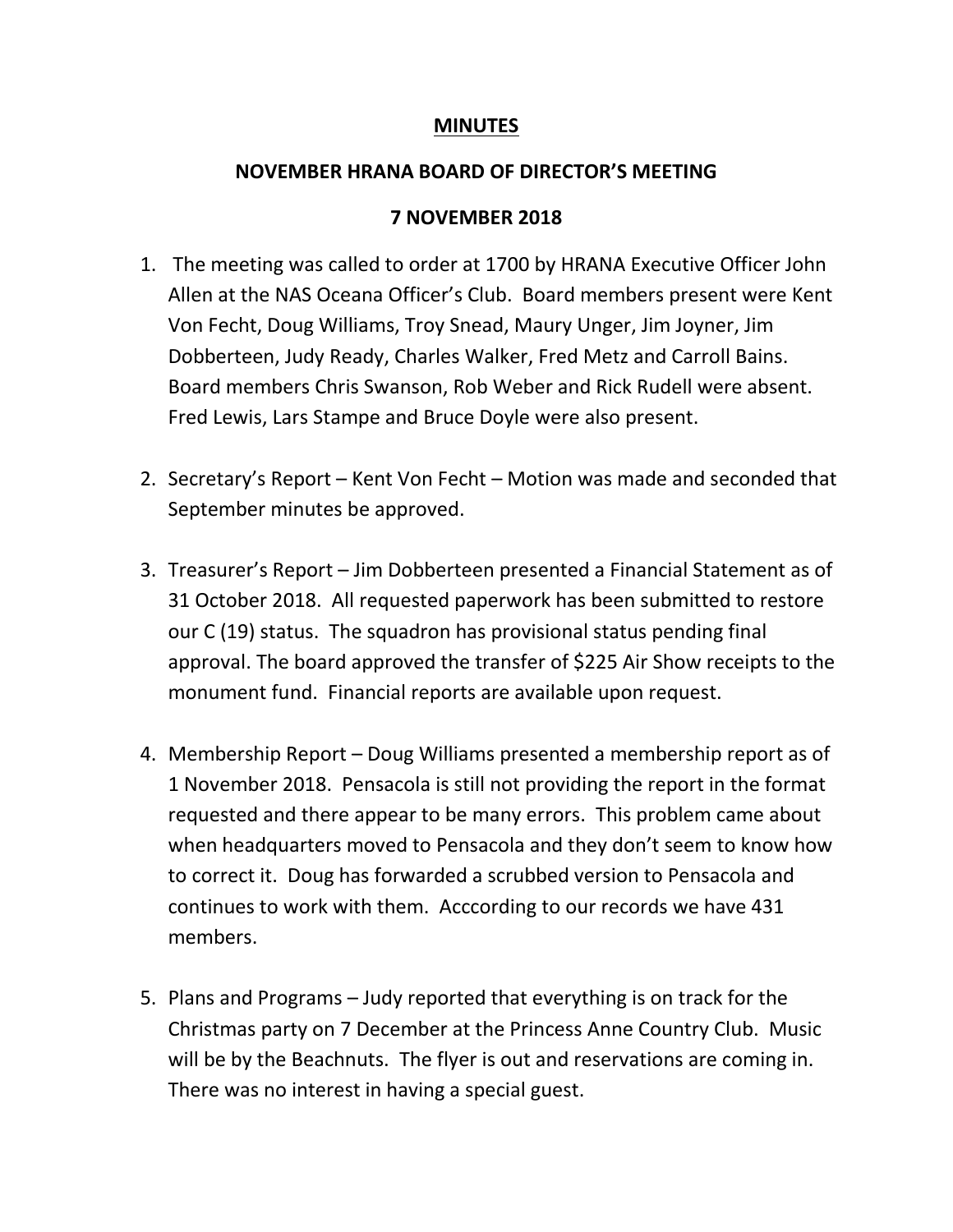**MINUTES**

**NOVEMBER HRANA BOARD OF DIRECTOR'S MEETING**

**7 NOVEMBER 2018**

1. The meeting was called to order at 1700 by HRANA Executive Officer John Allen at the NAS Oceana Officer's Club. Board members present were Kent Von Fecht, Doug Williams, Troy Snead, Maury Unger, Jim Joyner, Jim Dobberteen, Judy Ready, Charles Walker, Fred Metz and Carroll Bains. Board members Chris Swanson, Rob Weber and Rick Rudell were absent. Fred Lewis, Lars Stampe and Bruce Doyle were also present.

2. Secretary's Report – Kent Von Fecht – Motion was made and seconded that September minutes be approved.

3. Treasurer's Report – Jim Dobberteen presented a Financial Statement as of 31 October 2018. All requested paperwork has been submitted to restore our C (19) status. The squadron has provisional status pending final approval. The board approved the transfer of $225 Air Show receipts to the monument fund. Financial reports are available upon request.

4. Membership Report – Doug Williams presented a membership report as of 1 November 2018. Pensacola is still not providing the report in the format requested and there appear to be many errors. This problem came about when headquarters moved to Pensacola and they don't seem to know how to correct it. Doug has forwarded a scrubbed version to Pensacola and continues to work with them. Acccording to our records we have 431 members.

5. Plans and Programs – Judy reported that everything is on track for the Christmas party on 7 December at the Princess Anne Country Club. Music will be by the Beachnuts. The flyer is out and reservations are coming in. There was no interest in having a special guest.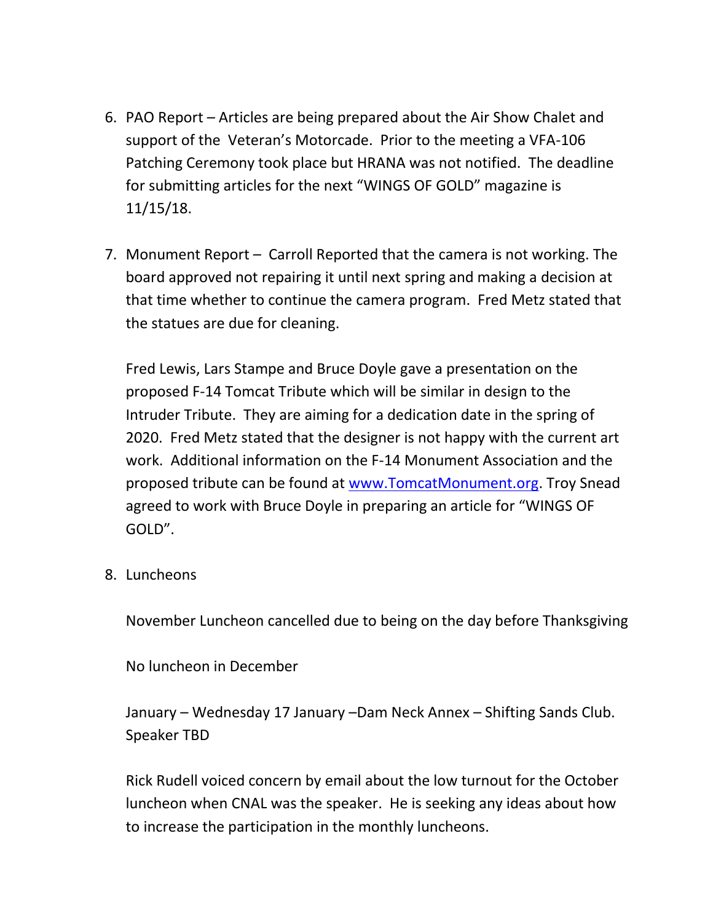6. PAO Report – Articles are being prepared about the Air Show Chalet and support of the Veteran's Motorcade. Prior to the meeting a VFA-106 Patching Ceremony took place but HRANA was not notified. The deadline for submitting articles for the next "WINGS OF GOLD" magazine is 11/15/18.

7. Monument Report – Carroll Reported that the camera is not working. The board approved not repairing it until next spring and making a decision at that time whether to continue the camera program. Fred Metz stated that the statues are due for cleaning.

   Fred Lewis, Lars Stampe and Bruce Doyle gave a presentation on the proposed F-14 Tomcat Tribute which will be similar in design to the Intruder Tribute. They are aiming for a dedication date in the spring of 2020. Fred Metz stated that the designer is not happy with the current art work. Additional information on the F-14 Monument Association and the proposed tribute can be found at [www.TomcatMonument.org](http://www.TomcatMonument.org). Troy Snead agreed to work with Bruce Doyle in preparing an article for "WINGS OF GOLD".

8. Luncheons

   November Luncheon cancelled due to being on the day before Thanksgiving

   No luncheon in December

   January – Wednesday 17 January –Dam Neck Annex – Shifting Sands Club. Speaker TBD

   Rick Rudell voiced concern by email about the low turnout for the October luncheon when CNAL was the speaker. He is seeking any ideas about how to increase the participation in the monthly luncheons.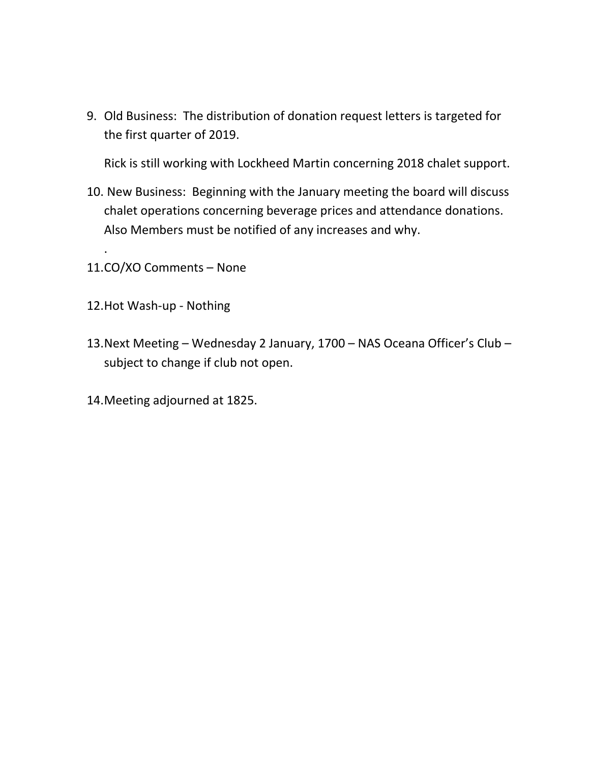9. Old Business: The distribution of donation request letters is targeted for the first quarter of 2019.

   Rick is still working with Lockheed Martin concerning 2018 chalet support.

10. New Business: Beginning with the January meeting the board will discuss chalet operations concerning beverage prices and attendance donations. Also Members must be notified of any increases and why.

    .

11. CO/XO Comments – None

12. Hot Wash-up - Nothing

13. Next Meeting – Wednesday 2 January, 1700 – NAS Oceana Officer's Club – subject to change if club not open.

14. Meeting adjourned at 1825.